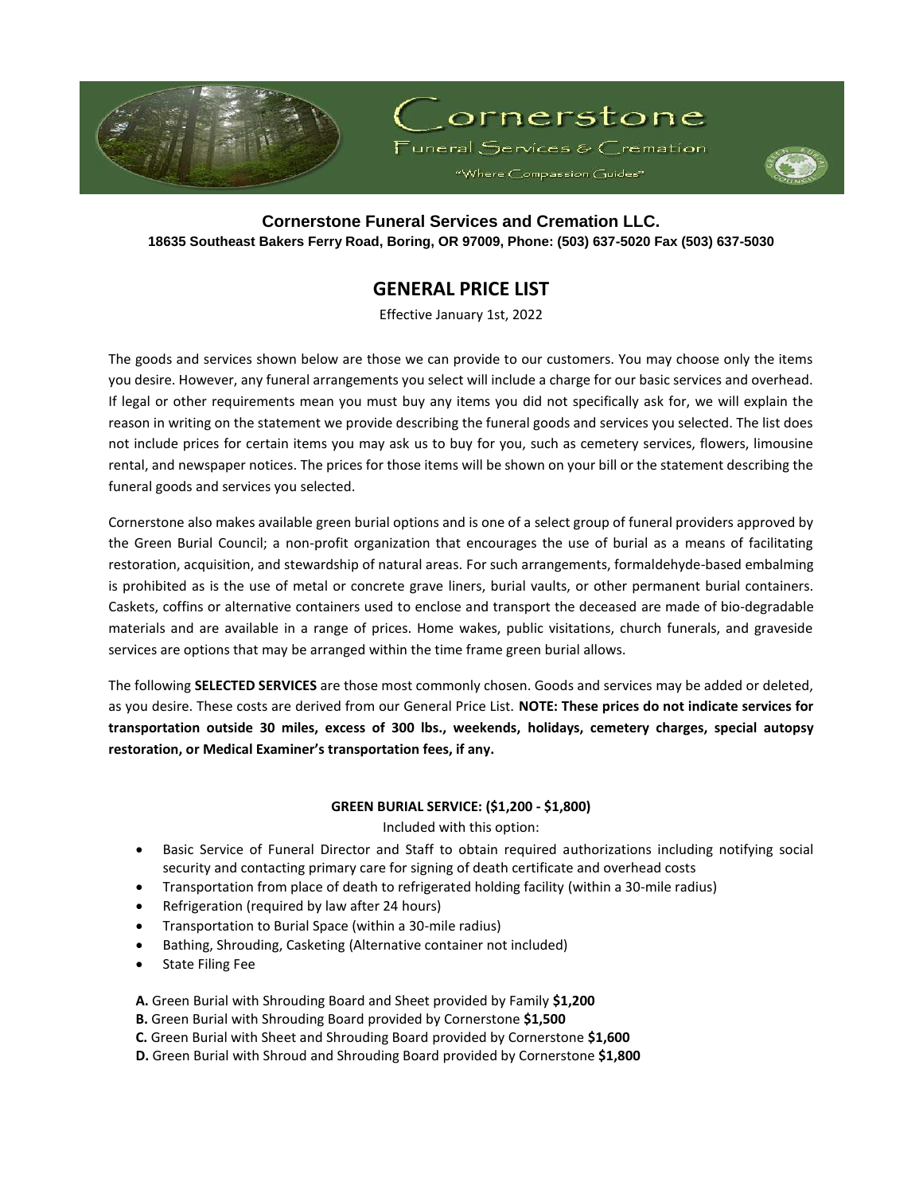# Cornerstone

Funeral Services & Cremation

"Where Compassion Guides"

**Cornerstone Funeral Services and Cremation LLC.**

**18635 Southeast Bakers Ferry Road, Boring, OR 97009, Phone: (503) 637-5020 Fax (503) 637-5030**

## GENERAL PRICE LIST

Effective January 1st, 2022

The goods and services shown below are those we can provide to our customers. You may choose only the items you desire. However, any funeral arrangements you select will include a charge for our basic services and overhead. If legal or other requirements mean you must buy any items you did not specifically ask for, we will explain the reason in writing on the statement we provide describing the funeral goods and services you selected. The list does not include prices for certain items you may ask us to buy for you, such as cemetery services, flowers, limousine rental, and newspaper notices. The prices for those items will be shown on your bill or the statement describing the funeral goods and services you selected.

Cornerstone also makes available green burial options and is one of a select group of funeral providers approved by the Green Burial Council; a non-profit organization that encourages the use of burial as a means of facilitating restoration, acquisition, and stewardship of natural areas. For such arrangements, formaldehyde-based embalming is prohibited as is the use of metal or concrete grave liners, burial vaults, or other permanent burial containers. Caskets, coffins or alternative containers used to enclose and transport the deceased are made of bio-degradable materials and are available in a range of prices. Home wakes, public visitations, church funerals, and graveside services are options that may be arranged within the time frame green burial allows.

The following **SELECTED SERVICES** are those most commonly chosen. Goods and services may be added or deleted, as you desire. These costs are derived from our General Price List. **NOTE: These prices do not indicate services for transportation outside 30 miles, excess of 300 lbs., weekends, holidays, cemetery charges, special autopsy restoration, or Medical Examiner's transportation fees, if any.**

**GREEN BURIAL SERVICE: ($1,200 - $1,800)**

Included with this option:

- Basic Service of Funeral Director and Staff to obtain required authorizations including notifying social security and contacting primary care for signing of death certificate and overhead costs
- Transportation from place of death to refrigerated holding facility (within a 30-mile radius)
- Refrigeration (required by law after 24 hours)
- Transportation to Burial Space (within a 30-mile radius)
- Bathing, Shrouding, Casketing (Alternative container not included)
- State Filing Fee

**A.** Green Burial with Shrouding Board and Sheet provided by Family **$1,200**
**B.** Green Burial with Shrouding Board provided by Cornerstone **$1,500**
**C.** Green Burial with Sheet and Shrouding Board provided by Cornerstone **$1,600**
**D.** Green Burial with Shroud and Shrouding Board provided by Cornerstone **$1,800**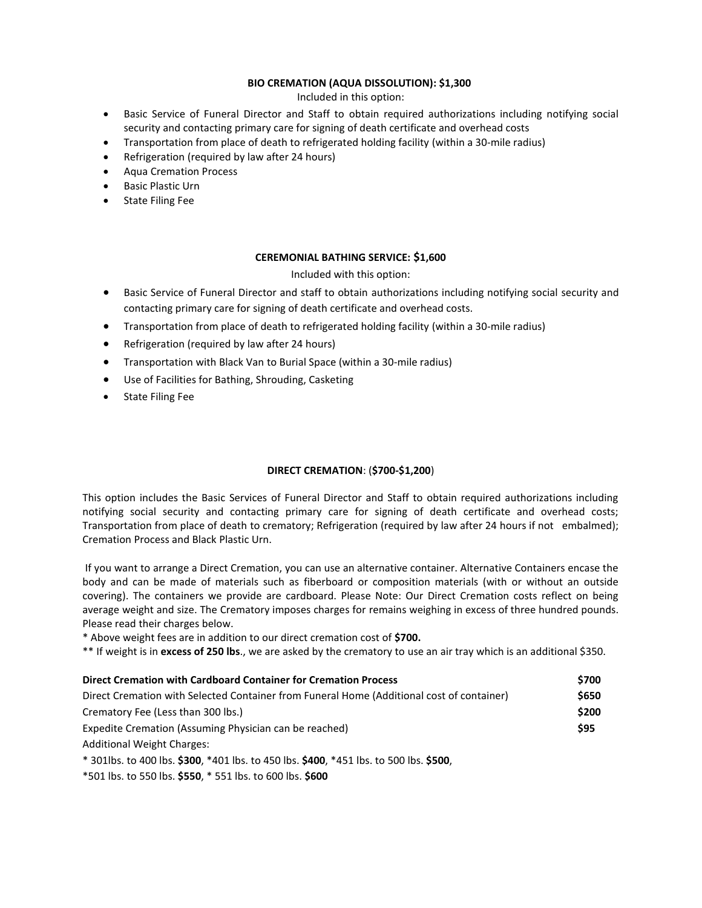**BIO CREMATION (AQUA DISSOLUTION): $1,300**

Included in this option:

- Basic Service of Funeral Director and Staff to obtain required authorizations including notifying social security and contacting primary care for signing of death certificate and overhead costs
- Transportation from place of death to refrigerated holding facility (within a 30-mile radius)
- Refrigeration (required by law after 24 hours)
- Aqua Cremation Process
- Basic Plastic Urn
- State Filing Fee

**CEREMONIAL BATHING SERVICE: $1,600**

Included with this option:

- Basic Service of Funeral Director and staff to obtain authorizations including notifying social security and contacting primary care for signing of death certificate and overhead costs.
- Transportation from place of death to refrigerated holding facility (within a 30-mile radius)
- Refrigeration (required by law after 24 hours)
- Transportation with Black Van to Burial Space (within a 30-mile radius)
- Use of Facilities for Bathing, Shrouding, Casketing
- State Filing Fee

**DIRECT CREMATION**: (**$700-$1,200**)

This option includes the Basic Services of Funeral Director and Staff to obtain required authorizations including notifying social security and contacting primary care for signing of death certificate and overhead costs; Transportation from place of death to crematory; Refrigeration (required by law after 24 hours if not embalmed); Cremation Process and Black Plastic Urn.

If you want to arrange a Direct Cremation, you can use an alternative container. Alternative Containers encase the body and can be made of materials such as fiberboard or composition materials (with or without an outside covering). The containers we provide are cardboard. Please Note: Our Direct Cremation costs reflect on being average weight and size. The Crematory imposes charges for remains weighing in excess of three hundred pounds. Please read their charges below.

* Above weight fees are in addition to our direct cremation cost of **$700.**

** If weight is in **excess of 250 lbs**., we are asked by the crematory to use an air tray which is an additional $350.

| | |
|---|---|
| **Direct Cremation with Cardboard Container for Cremation Process** | **$700** |
| Direct Cremation with Selected Container from Funeral Home (Additional cost of container) | **$650** |
| Crematory Fee (Less than 300 lbs.) | **$200** |
| Expedite Cremation (Assuming Physician can be reached) | **$95** |

Additional Weight Charges:

* 301lbs. to 400 lbs. **$300**, *401 lbs. to 450 lbs. **$400**, *451 lbs. to 500 lbs. **$500**,

*501 lbs. to 550 lbs. **$550**, * 551 lbs. to 600 lbs. **$600**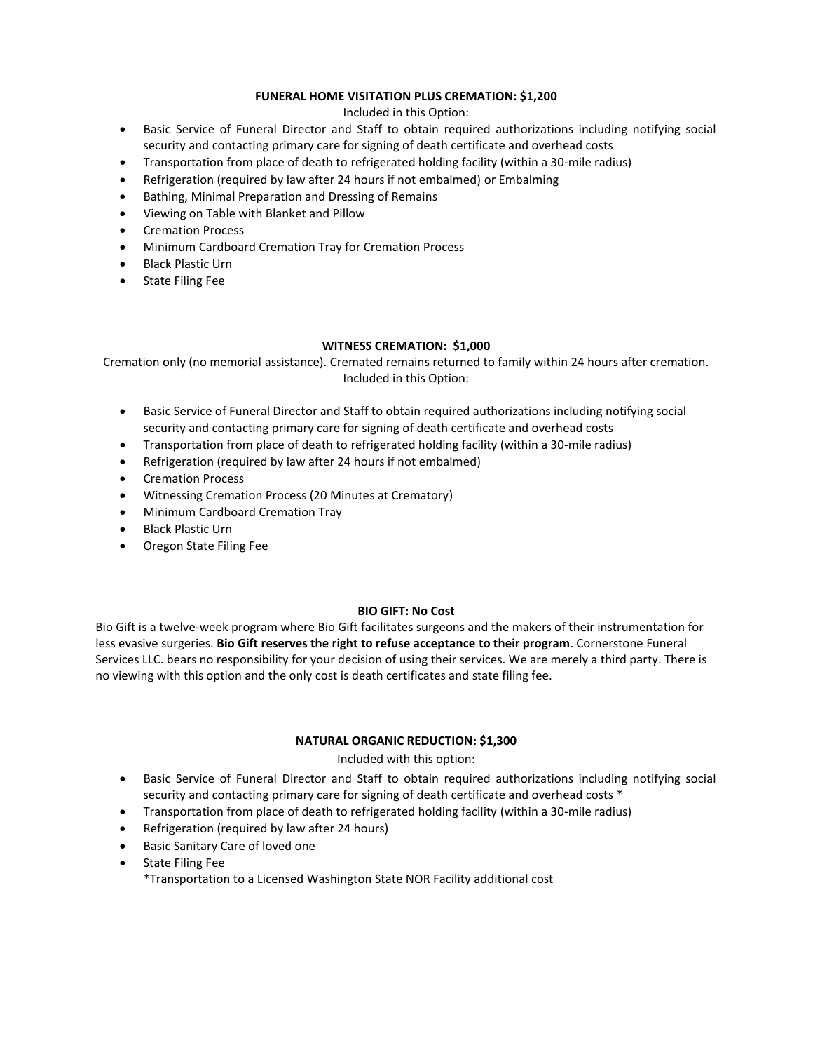**FUNERAL HOME VISITATION PLUS CREMATION: $1,200**

Included in this Option:

- Basic Service of Funeral Director and Staff to obtain required authorizations including notifying social security and contacting primary care for signing of death certificate and overhead costs
- Transportation from place of death to refrigerated holding facility (within a 30-mile radius)
- Refrigeration (required by law after 24 hours if not embalmed) or Embalming
- Bathing, Minimal Preparation and Dressing of Remains
- Viewing on Table with Blanket and Pillow
- Cremation Process
- Minimum Cardboard Cremation Tray for Cremation Process
- Black Plastic Urn
- State Filing Fee

**WITNESS CREMATION: $1,000**

Cremation only (no memorial assistance). Cremated remains returned to family within 24 hours after cremation.
Included in this Option:

- Basic Service of Funeral Director and Staff to obtain required authorizations including notifying social security and contacting primary care for signing of death certificate and overhead costs
- Transportation from place of death to refrigerated holding facility (within a 30-mile radius)
- Refrigeration (required by law after 24 hours if not embalmed)
- Cremation Process
- Witnessing Cremation Process (20 Minutes at Crematory)
- Minimum Cardboard Cremation Tray
- Black Plastic Urn
- Oregon State Filing Fee

**BIO GIFT: No Cost**

Bio Gift is a twelve-week program where Bio Gift facilitates surgeons and the makers of their instrumentation for less evasive surgeries. **Bio Gift reserves the right to refuse acceptance to their program**. Cornerstone Funeral Services LLC. bears no responsibility for your decision of using their services. We are merely a third party. There is no viewing with this option and the only cost is death certificates and state filing fee.

**NATURAL ORGANIC REDUCTION: $1,300**

Included with this option:

- Basic Service of Funeral Director and Staff to obtain required authorizations including notifying social security and contacting primary care for signing of death certificate and overhead costs *
- Transportation from place of death to refrigerated holding facility (within a 30-mile radius)
- Refrigeration (required by law after 24 hours)
- Basic Sanitary Care of loved one
- State Filing Fee

*Transportation to a Licensed Washington State NOR Facility additional cost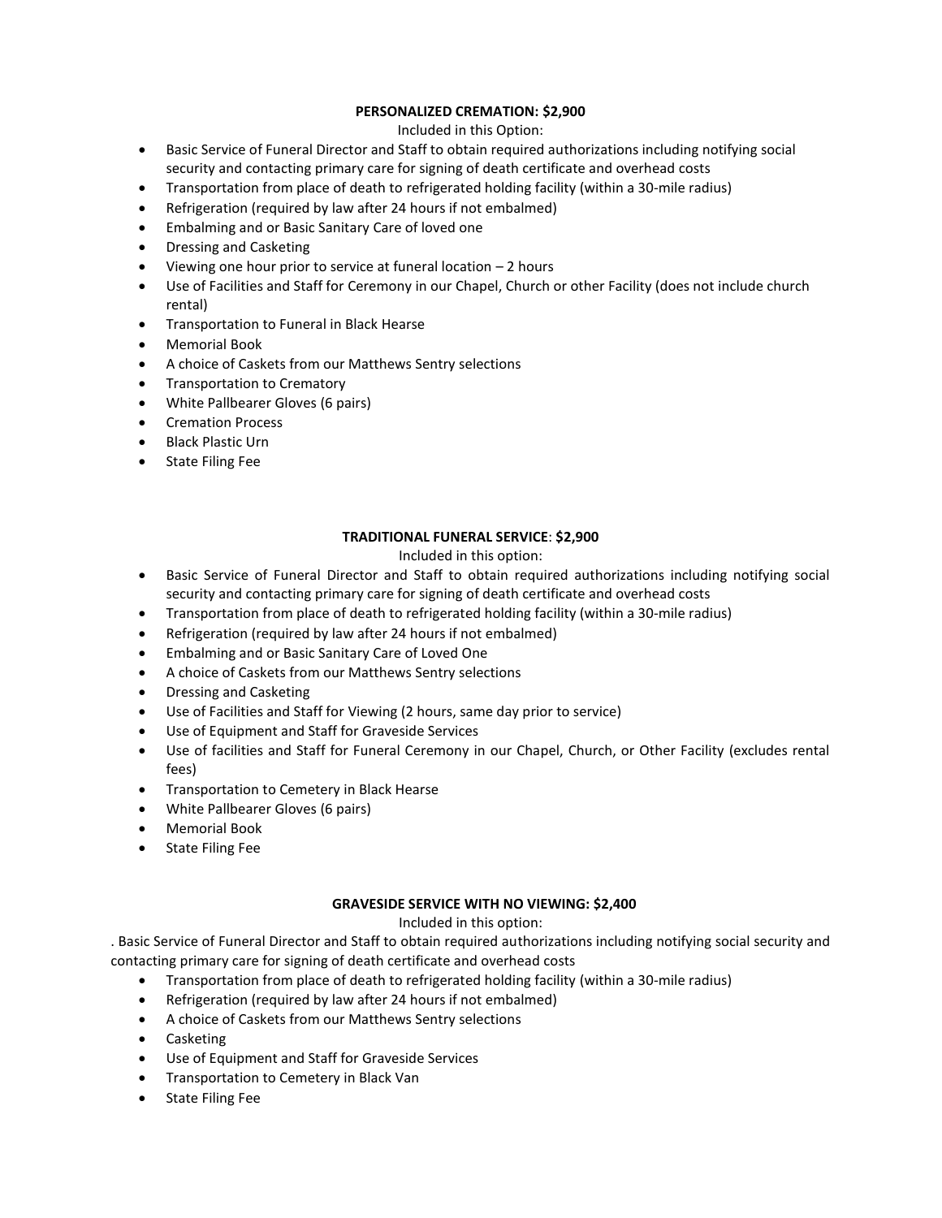**PERSONALIZED CREMATION: $2,900**

Included in this Option:

- Basic Service of Funeral Director and Staff to obtain required authorizations including notifying social security and contacting primary care for signing of death certificate and overhead costs
- Transportation from place of death to refrigerated holding facility (within a 30-mile radius)
- Refrigeration (required by law after 24 hours if not embalmed)
- Embalming and or Basic Sanitary Care of loved one
- Dressing and Casketing
- Viewing one hour prior to service at funeral location – 2 hours
- Use of Facilities and Staff for Ceremony in our Chapel, Church or other Facility (does not include church rental)
- Transportation to Funeral in Black Hearse
- Memorial Book
- A choice of Caskets from our Matthews Sentry selections
- Transportation to Crematory
- White Pallbearer Gloves (6 pairs)
- Cremation Process
- Black Plastic Urn
- State Filing Fee

**TRADITIONAL FUNERAL SERVICE**: **$2,900**

Included in this option:

- Basic Service of Funeral Director and Staff to obtain required authorizations including notifying social security and contacting primary care for signing of death certificate and overhead costs
- Transportation from place of death to refrigerated holding facility (within a 30-mile radius)
- Refrigeration (required by law after 24 hours if not embalmed)
- Embalming and or Basic Sanitary Care of Loved One
- A choice of Caskets from our Matthews Sentry selections
- Dressing and Casketing
- Use of Facilities and Staff for Viewing (2 hours, same day prior to service)
- Use of Equipment and Staff for Graveside Services
- Use of facilities and Staff for Funeral Ceremony in our Chapel, Church, or Other Facility (excludes rental fees)
- Transportation to Cemetery in Black Hearse
- White Pallbearer Gloves (6 pairs)
- Memorial Book
- State Filing Fee

**GRAVESIDE SERVICE WITH NO VIEWING: $2,400**

Included in this option:

. Basic Service of Funeral Director and Staff to obtain required authorizations including notifying social security and contacting primary care for signing of death certificate and overhead costs

- Transportation from place of death to refrigerated holding facility (within a 30-mile radius)
- Refrigeration (required by law after 24 hours if not embalmed)
- A choice of Caskets from our Matthews Sentry selections
- Casketing
- Use of Equipment and Staff for Graveside Services
- Transportation to Cemetery in Black Van
- State Filing Fee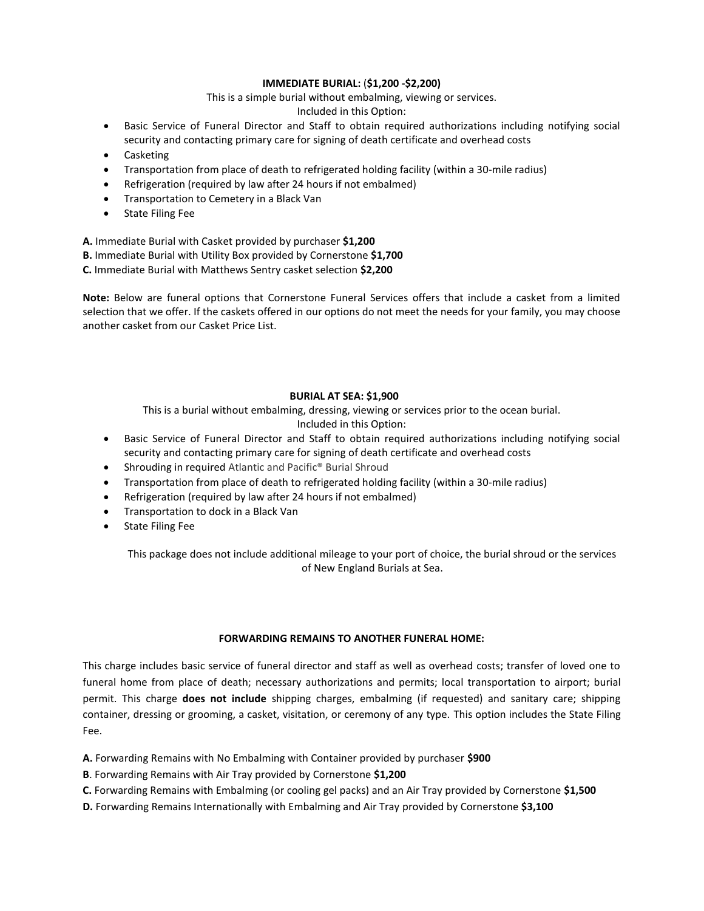## IMMEDIATE BURIAL: ($1,200 -$2,200)

This is a simple burial without embalming, viewing or services.

Included in this Option:

- Basic Service of Funeral Director and Staff to obtain required authorizations including notifying social security and contacting primary care for signing of death certificate and overhead costs
- Casketing
- Transportation from place of death to refrigerated holding facility (within a 30-mile radius)
- Refrigeration (required by law after 24 hours if not embalmed)
- Transportation to Cemetery in a Black Van
- State Filing Fee

**A.** Immediate Burial with Casket provided by purchaser **$1,200**
**B.** Immediate Burial with Utility Box provided by Cornerstone **$1,700**
**C.** Immediate Burial with Matthews Sentry casket selection **$2,200**

**Note:** Below are funeral options that Cornerstone Funeral Services offers that include a casket from a limited selection that we offer. If the caskets offered in our options do not meet the needs for your family, you may choose another casket from our Casket Price List.

## BURIAL AT SEA: $1,900

This is a burial without embalming, dressing, viewing or services prior to the ocean burial.

Included in this Option:

- Basic Service of Funeral Director and Staff to obtain required authorizations including notifying social security and contacting primary care for signing of death certificate and overhead costs
- Shrouding in required Atlantic and Pacific® Burial Shroud
- Transportation from place of death to refrigerated holding facility (within a 30-mile radius)
- Refrigeration (required by law after 24 hours if not embalmed)
- Transportation to dock in a Black Van
- State Filing Fee

This package does not include additional mileage to your port of choice, the burial shroud or the services of New England Burials at Sea.

## FORWARDING REMAINS TO ANOTHER FUNERAL HOME:

This charge includes basic service of funeral director and staff as well as overhead costs; transfer of loved one to funeral home from place of death; necessary authorizations and permits; local transportation to airport; burial permit. This charge **does not include** shipping charges, embalming (if requested) and sanitary care; shipping container, dressing or grooming, a casket, visitation, or ceremony of any type. This option includes the State Filing Fee.

**A.** Forwarding Remains with No Embalming with Container provided by purchaser **$900**
**B**. Forwarding Remains with Air Tray provided by Cornerstone **$1,200**
**C.** Forwarding Remains with Embalming (or cooling gel packs) and an Air Tray provided by Cornerstone **$1,500**
**D.** Forwarding Remains Internationally with Embalming and Air Tray provided by Cornerstone **$3,100**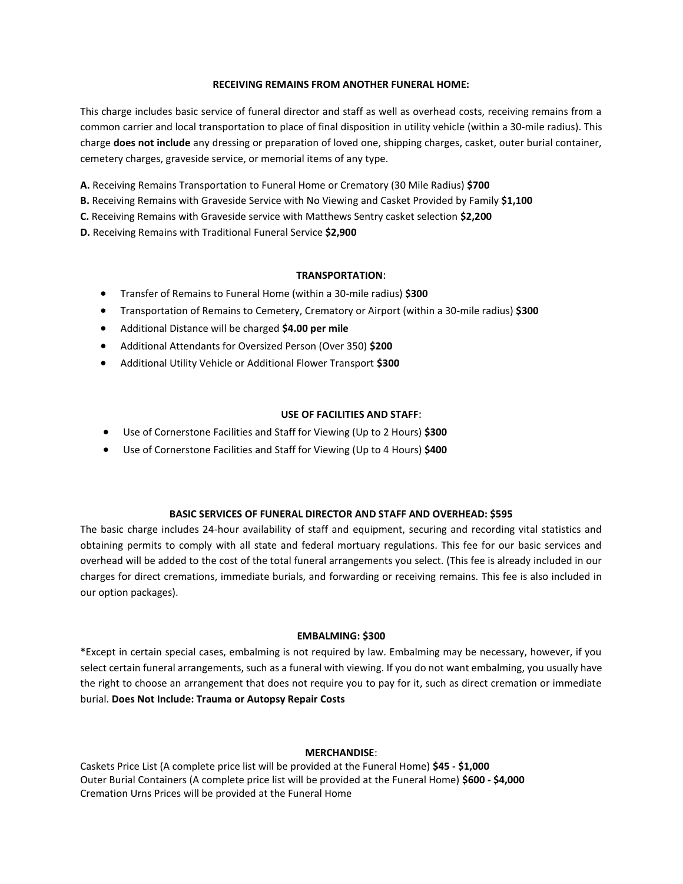## RECEIVING REMAINS FROM ANOTHER FUNERAL HOME:

This charge includes basic service of funeral director and staff as well as overhead costs, receiving remains from a common carrier and local transportation to place of final disposition in utility vehicle (within a 30-mile radius). This charge **does not include** any dressing or preparation of loved one, shipping charges, casket, outer burial container, cemetery charges, graveside service, or memorial items of any type.

**A.** Receiving Remains Transportation to Funeral Home or Crematory (30 Mile Radius) **$700**
**B.** Receiving Remains with Graveside Service with No Viewing and Casket Provided by Family **$1,100**
**C.** Receiving Remains with Graveside service with Matthews Sentry casket selection **$2,200**
**D.** Receiving Remains with Traditional Funeral Service **$2,900**

## TRANSPORTATION:

- Transfer of Remains to Funeral Home (within a 30-mile radius) **$300**
- Transportation of Remains to Cemetery, Crematory or Airport (within a 30-mile radius) **$300**
- Additional Distance will be charged **$4.00 per mile**
- Additional Attendants for Oversized Person (Over 350) **$200**
- Additional Utility Vehicle or Additional Flower Transport **$300**

## USE OF FACILITIES AND STAFF:

- Use of Cornerstone Facilities and Staff for Viewing (Up to 2 Hours) **$300**
- Use of Cornerstone Facilities and Staff for Viewing (Up to 4 Hours) **$400**

## BASIC SERVICES OF FUNERAL DIRECTOR AND STAFF AND OVERHEAD: $595

The basic charge includes 24-hour availability of staff and equipment, securing and recording vital statistics and obtaining permits to comply with all state and federal mortuary regulations. This fee for our basic services and overhead will be added to the cost of the total funeral arrangements you select. (This fee is already included in our charges for direct cremations, immediate burials, and forwarding or receiving remains. This fee is also included in our option packages).

## EMBALMING: $300

*Except in certain special cases, embalming is not required by law. Embalming may be necessary, however, if you select certain funeral arrangements, such as a funeral with viewing. If you do not want embalming, you usually have the right to choose an arrangement that does not require you to pay for it, such as direct cremation or immediate burial. **Does Not Include: Trauma or Autopsy Repair Costs**

## MERCHANDISE:

Caskets Price List (A complete price list will be provided at the Funeral Home) **$45 - $1,000**
Outer Burial Containers (A complete price list will be provided at the Funeral Home) **$600 - $4,000**
Cremation Urns Prices will be provided at the Funeral Home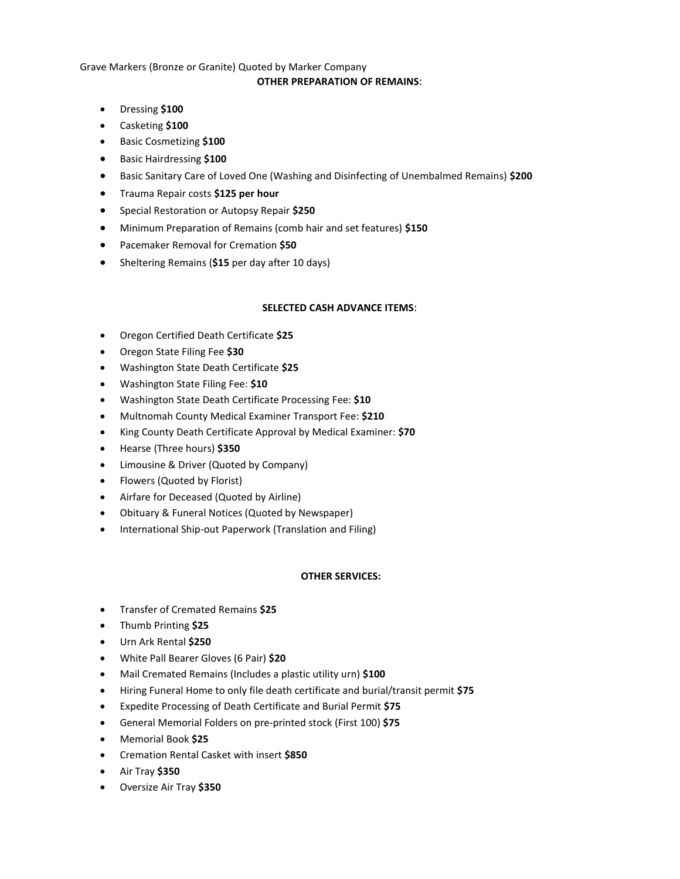Grave Markers (Bronze or Granite) Quoted by Marker Company

**OTHER PREPARATION OF REMAINS**:

- Dressing **$100**
- Casketing **$100**
- Basic Cosmetizing **$100**
- Basic Hairdressing **$100**
- Basic Sanitary Care of Loved One (Washing and Disinfecting of Unembalmed Remains) **$200**
- Trauma Repair costs **$125 per hour**
- Special Restoration or Autopsy Repair **$250**
- Minimum Preparation of Remains (comb hair and set features) **$150**
- Pacemaker Removal for Cremation **$50**
- Sheltering Remains (**$15** per day after 10 days)

**SELECTED CASH ADVANCE ITEMS**:

- Oregon Certified Death Certificate **$25**
- Oregon State Filing Fee **$30**
- Washington State Death Certificate **$25**
- Washington State Filing Fee: **$10**
- Washington State Death Certificate Processing Fee: **$10**
- Multnomah County Medical Examiner Transport Fee: **$210**
- King County Death Certificate Approval by Medical Examiner: **$70**
- Hearse (Three hours) **$350**
- Limousine & Driver (Quoted by Company)
- Flowers (Quoted by Florist)
- Airfare for Deceased (Quoted by Airline)
- Obituary & Funeral Notices (Quoted by Newspaper)
- International Ship-out Paperwork (Translation and Filing)

**OTHER SERVICES:**

- Transfer of Cremated Remains **$25**
- Thumb Printing **$25**
- Urn Ark Rental **$250**
- White Pall Bearer Gloves (6 Pair) **$20**
- Mail Cremated Remains (Includes a plastic utility urn) **$100**
- Hiring Funeral Home to only file death certificate and burial/transit permit **$75**
- Expedite Processing of Death Certificate and Burial Permit **$75**
- General Memorial Folders on pre-printed stock (First 100) **$75**
- Memorial Book **$25**
- Cremation Rental Casket with insert **$850**
- Air Tray **$350**
- Oversize Air Tray **$350**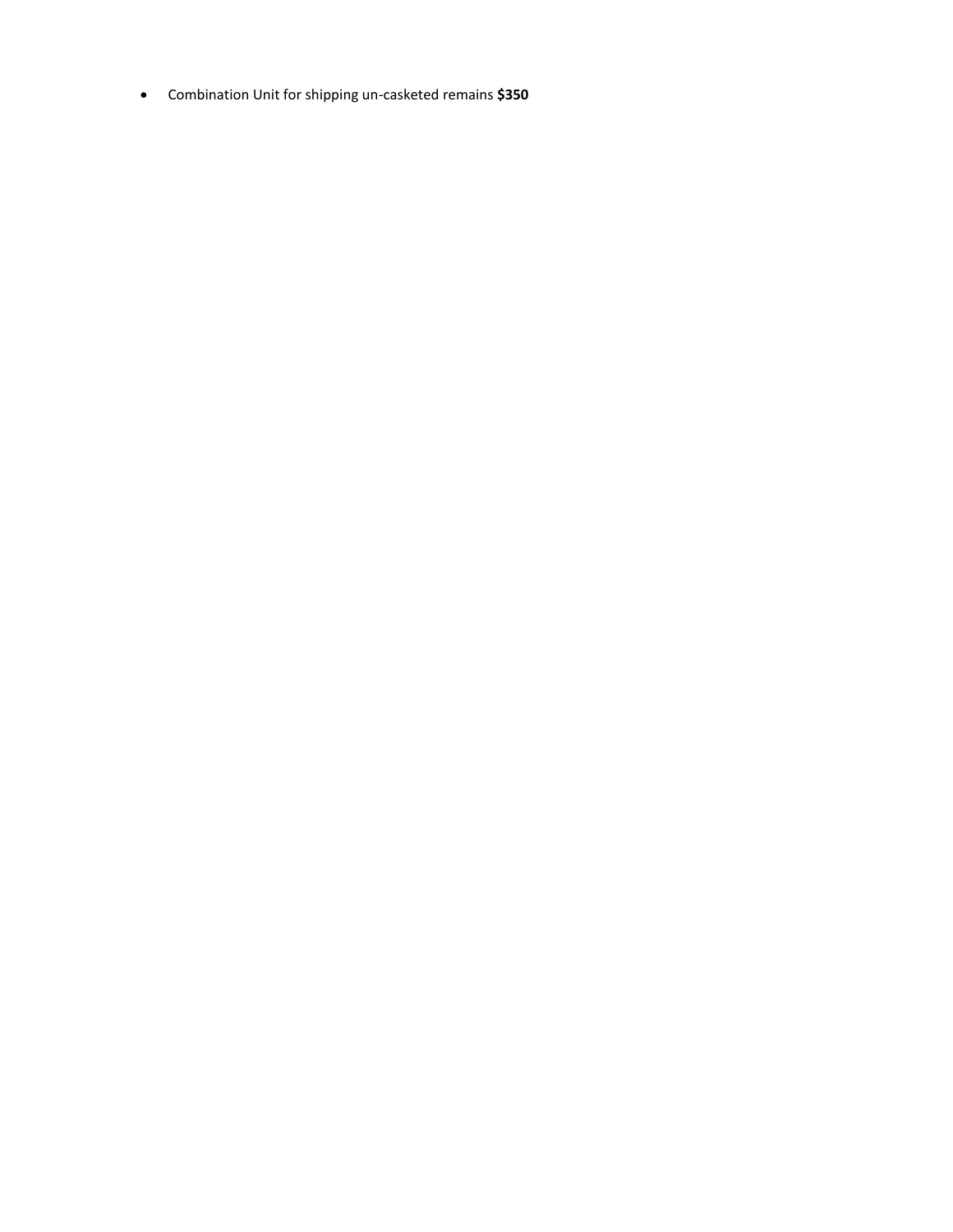- Combination Unit for shipping un-casketed remains **$350**